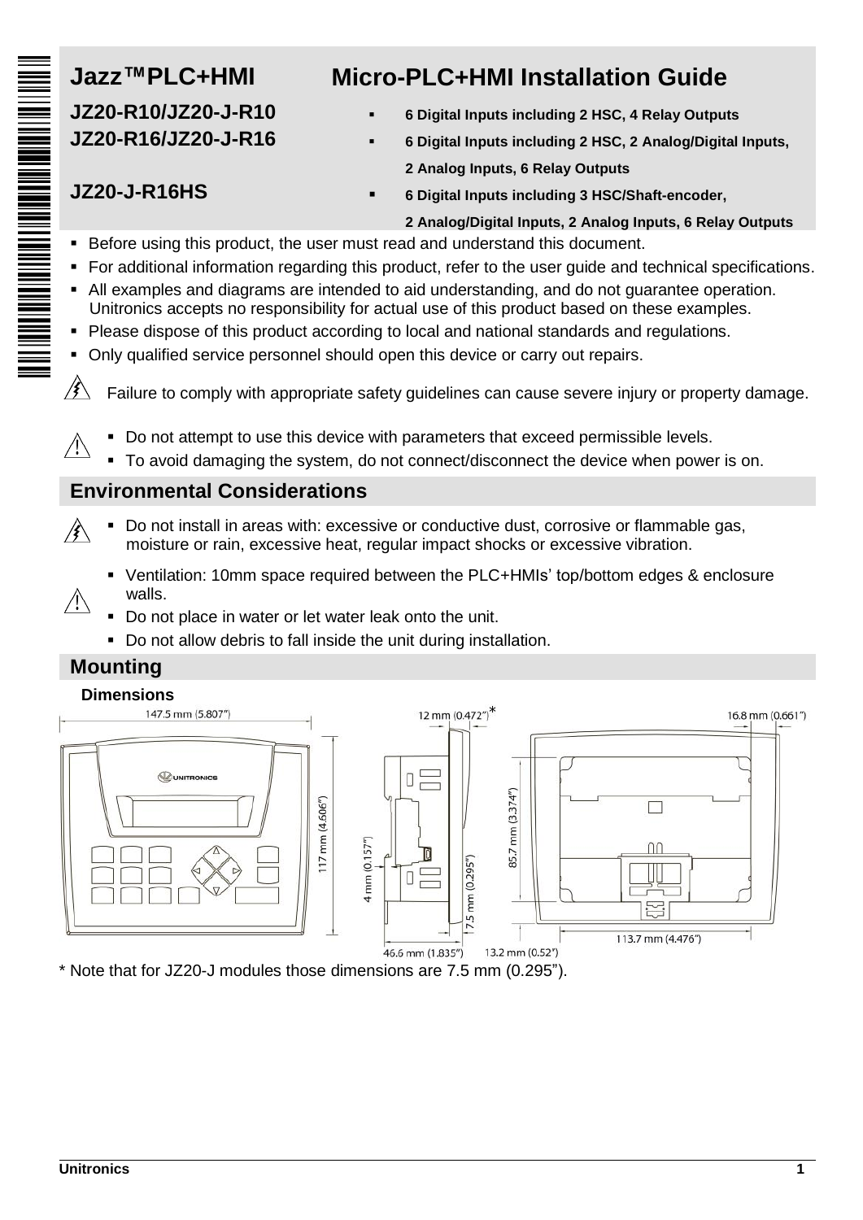# Jazz™PLC+HMI

# Micro-PLC+HMI Installation Guide

**JZ20-R10/JZ20-J-R10**
- **6 Digital Inputs including 2 HSC, 4 Relay Outputs**

**JZ20-R16/JZ20-J-R16**
- **6 Digital Inputs including 2 HSC, 2 Analog/Digital Inputs, 2 Analog Inputs, 6 Relay Outputs**

**JZ20-J-R16HS**
- **6 Digital Inputs including 3 HSC/Shaft-encoder, 2 Analog/Digital Inputs, 2 Analog Inputs, 6 Relay Outputs**

- Before using this product, the user must read and understand this document.
- For additional information regarding this product, refer to the user guide and technical specifications.
- All examples and diagrams are intended to aid understanding, and do not guarantee operation. Unitronics accepts no responsibility for actual use of this product based on these examples.
- Please dispose of this product according to local and national standards and regulations.
- Only qualified service personnel should open this device or carry out repairs.

Failure to comply with appropriate safety guidelines can cause severe injury or property damage.

- Do not attempt to use this device with parameters that exceed permissible levels.
- To avoid damaging the system, do not connect/disconnect the device when power is on.

## Environmental Considerations

- Do not install in areas with: excessive or conductive dust, corrosive or flammable gas, moisture or rain, excessive heat, regular impact shocks or excessive vibration.

- Ventilation: 10mm space required between the PLC+HMIs' top/bottom edges & enclosure walls.
- Do not place in water or let water leak onto the unit.
- Do not allow debris to fall inside the unit during installation.

## Mounting

### Dimensions

147.5 mm (5.807") | 117 mm (4.606") | 12 mm (0.472")* | 4 mm (0.157") | 7.5 mm (0.295") | 46.6 mm (1.835") | 85.7 mm (3.374") | 13.2 mm (0.52") | 16.8 mm (0.661") | 113.7 mm (4.476")

\* Note that for JZ20-J modules those dimensions are 7.5 mm (0.295").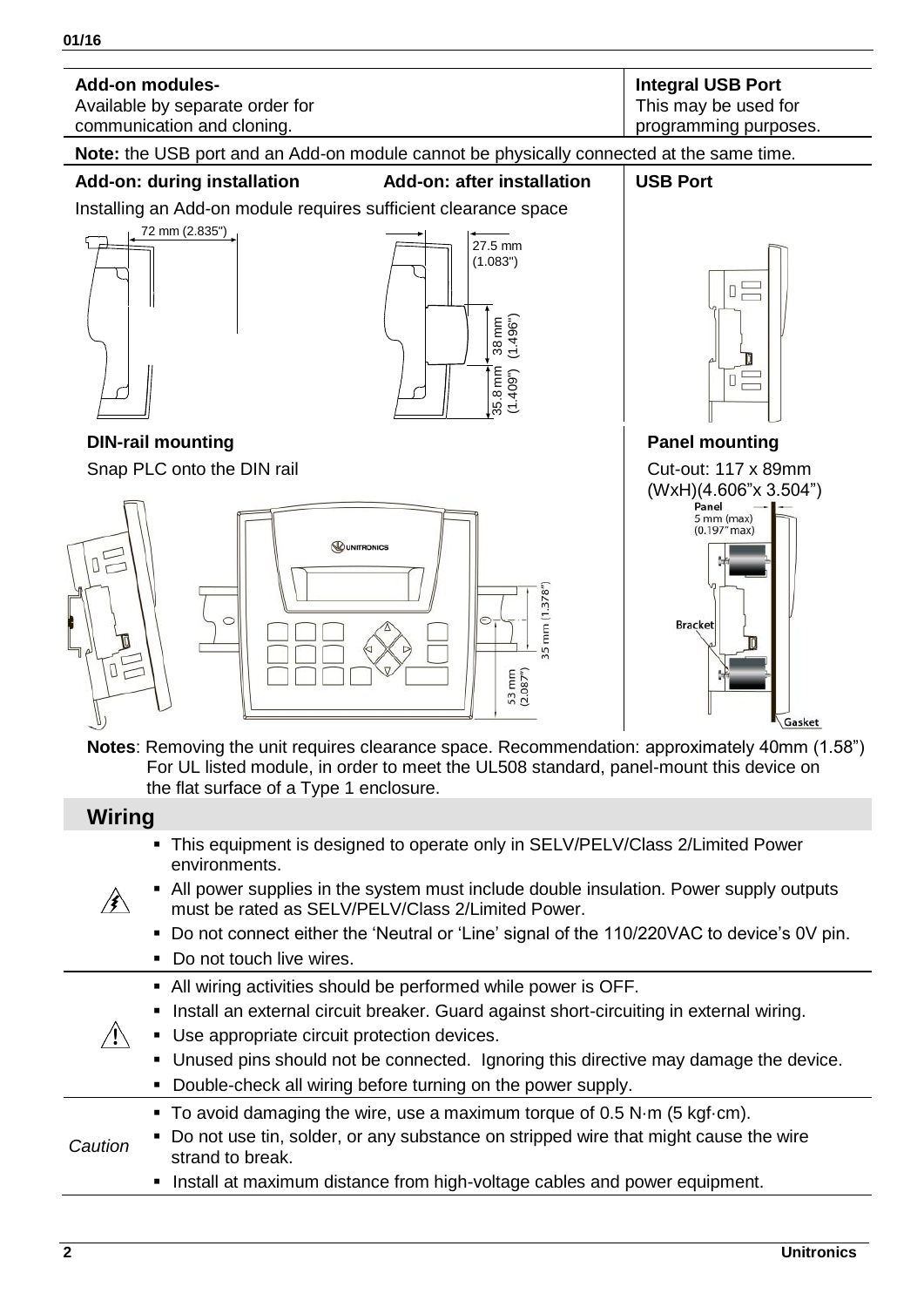| **Add-on modules-** Available by separate order for communication and cloning. | **Integral USB Port** This may be used for programming purposes. |
|---|---|

**Note:** the USB port and an Add-on module cannot be physically connected at the same time.

**Add-on: during installation** **Add-on: after installation** **USB Port**

Installing an Add-on module requires sufficient clearance space

72 mm (2.835")

27.5 mm (1.083")

38 mm (1.496")

35.8 mm (1.409")

**DIN-rail mounting**

Snap PLC onto the DIN rail

35 mm (1.378")

53 mm (2.087")

**Panel mounting**

Cut-out: 117 x 89mm (WxH)(4.606"x 3.504")

Panel 5 mm (max) (0.197" max)

Bracket

Gasket

**Notes**: Removing the unit requires clearance space. Recommendation: approximately 40mm (1.58")
For UL listed module, in order to meet the UL508 standard, panel-mount this device on the flat surface of a Type 1 enclosure.

## Wiring

- This equipment is designed to operate only in SELV/PELV/Class 2/Limited Power environments.
- All power supplies in the system must include double insulation. Power supply outputs must be rated as SELV/PELV/Class 2/Limited Power.
- Do not connect either the 'Neutral or 'Line' signal of the 110/220VAC to device's 0V pin.
- Do not touch live wires.

- All wiring activities should be performed while power is OFF.
- Install an external circuit breaker. Guard against short-circuiting in external wiring.
- Use appropriate circuit protection devices.
- Unused pins should not be connected. Ignoring this directive may damage the device.
- Double-check all wiring before turning on the power supply.

*Caution*

- To avoid damaging the wire, use a maximum torque of 0.5 N·m (5 kgf·cm).
- Do not use tin, solder, or any substance on stripped wire that might cause the wire strand to break.
- Install at maximum distance from high-voltage cables and power equipment.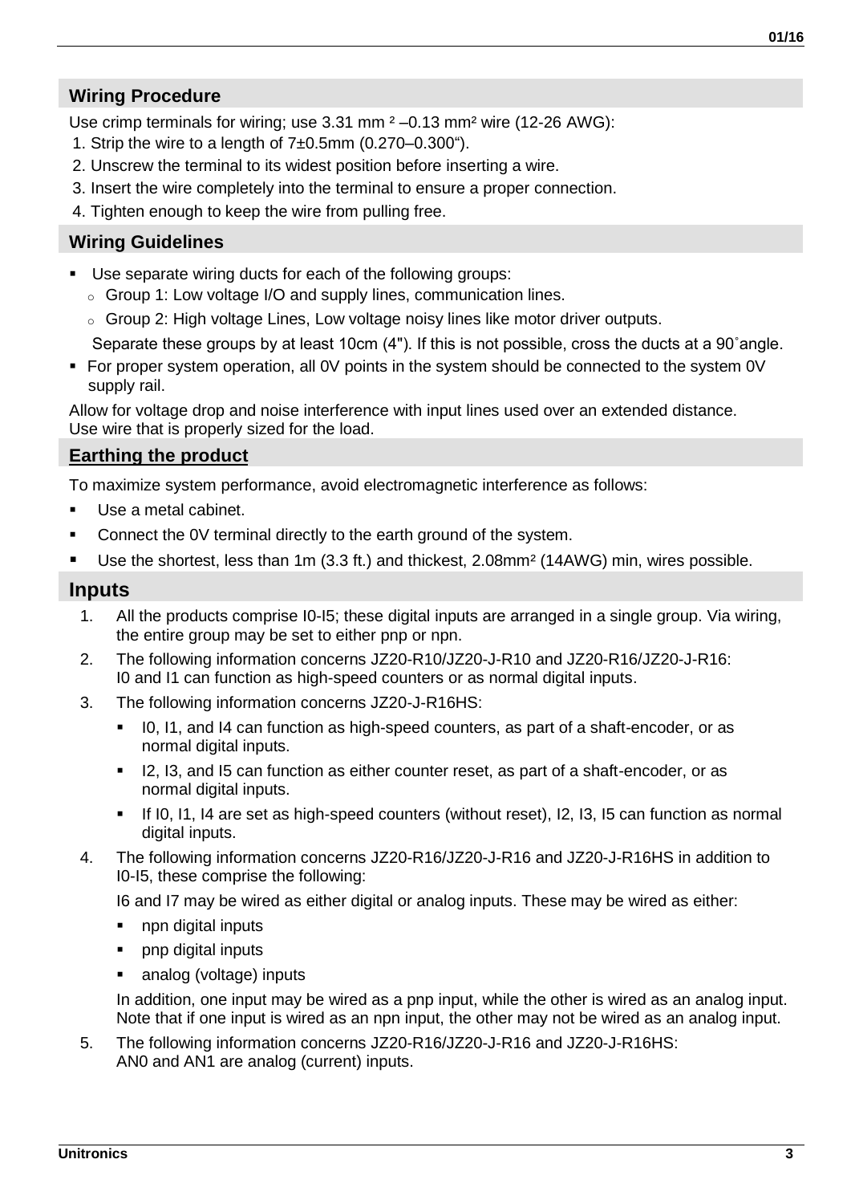## Wiring Procedure

Use crimp terminals for wiring; use 3.31 mm ² –0.13 mm² wire (12-26 AWG):

1. Strip the wire to a length of 7±0.5mm (0.270–0.300").
2. Unscrew the terminal to its widest position before inserting a wire.
3. Insert the wire completely into the terminal to ensure a proper connection.
4. Tighten enough to keep the wire from pulling free.

## Wiring Guidelines

- Use separate wiring ducts for each of the following groups:
  - Group 1: Low voltage I/O and supply lines, communication lines.
  - Group 2: High voltage Lines, Low voltage noisy lines like motor driver outputs.

  Separate these groups by at least 10cm (4"). If this is not possible, cross the ducts at a 90˚angle.
- For proper system operation, all 0V points in the system should be connected to the system 0V supply rail.

Allow for voltage drop and noise interference with input lines used over an extended distance.
Use wire that is properly sized for the load.

## Earthing the product

To maximize system performance, avoid electromagnetic interference as follows:

- Use a metal cabinet.
- Connect the 0V terminal directly to the earth ground of the system.
- Use the shortest, less than 1m (3.3 ft.) and thickest, 2.08mm² (14AWG) min, wires possible.

## Inputs

1. All the products comprise I0-I5; these digital inputs are arranged in a single group. Via wiring, the entire group may be set to either pnp or npn.
2. The following information concerns JZ20-R10/JZ20-J-R10 and JZ20-R16/JZ20-J-R16: I0 and I1 can function as high-speed counters or as normal digital inputs.
3. The following information concerns JZ20-J-R16HS:
   - I0, I1, and I4 can function as high-speed counters, as part of a shaft-encoder, or as normal digital inputs.
   - I2, I3, and I5 can function as either counter reset, as part of a shaft-encoder, or as normal digital inputs.
   - If I0, I1, I4 are set as high-speed counters (without reset), I2, I3, I5 can function as normal digital inputs.
4. The following information concerns JZ20-R16/JZ20-J-R16 and JZ20-J-R16HS in addition to I0-I5, these comprise the following:

   I6 and I7 may be wired as either digital or analog inputs. These may be wired as either:

   - npn digital inputs
   - pnp digital inputs
   - analog (voltage) inputs

   In addition, one input may be wired as a pnp input, while the other is wired as an analog input. Note that if one input is wired as an npn input, the other may not be wired as an analog input.
5. The following information concerns JZ20-R16/JZ20-J-R16 and JZ20-J-R16HS: AN0 and AN1 are analog (current) inputs.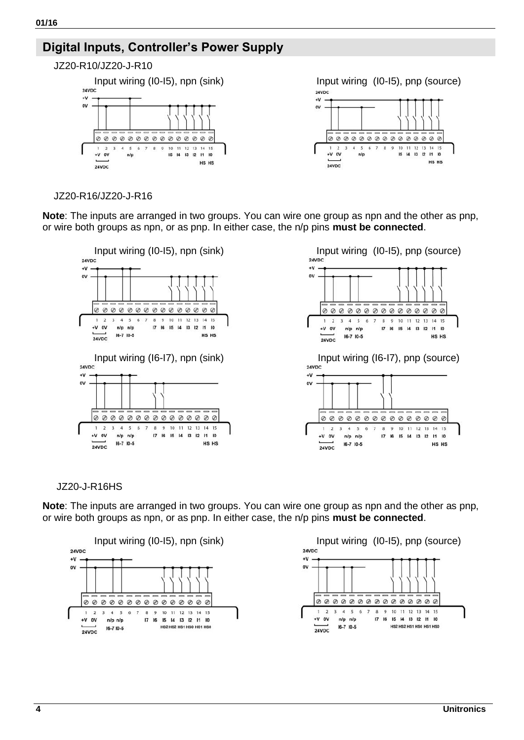## Digital Inputs, Controller's Power Supply

JZ20-R10/JZ20-J-R10

Input wiring (I0-I5), npn (sink)

Input wiring (I0-I5), pnp (source)

JZ20-R16/JZ20-J-R16

**Note**: The inputs are arranged in two groups. You can wire one group as npn and the other as pnp, or wire both groups as npn, or as pnp. In either case, the n/p pins **must be connected**.

Input wiring (I0-I5), npn (sink)

Input wiring (I0-I5), pnp (source)

Input wiring (I6-I7), npn (sink)

Input wiring (I6-I7), pnp (source)

JZ20-J-R16HS

**Note**: The inputs are arranged in two groups. You can wire one group as npn and the other as pnp, or wire both groups as npn, or as pnp. In either case, the n/p pins **must be connected**.

Input wiring (I0-I5), npn (sink)

Input wiring (I0-I5), pnp (source)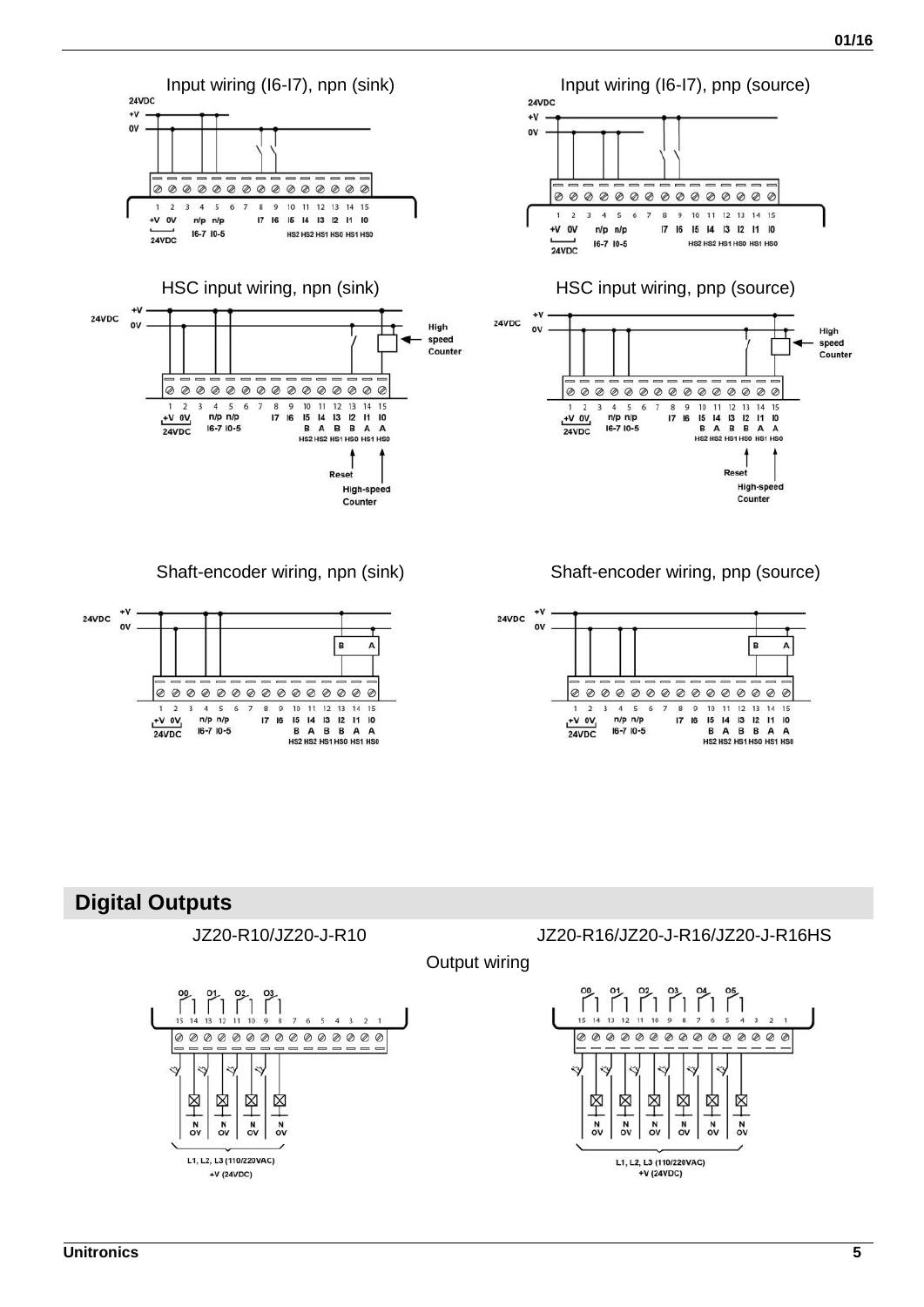Input wiring (I6-I7), npn (sink)

Input wiring (I6-I7), pnp (source)

HSC input wiring, npn (sink)

HSC input wiring, pnp (source)

Shaft-encoder wiring, npn (sink)

Shaft-encoder wiring, pnp (source)

## Digital Outputs

JZ20-R10/JZ20-J-R10

JZ20-R16/JZ20-J-R16/JZ20-J-R16HS

Output wiring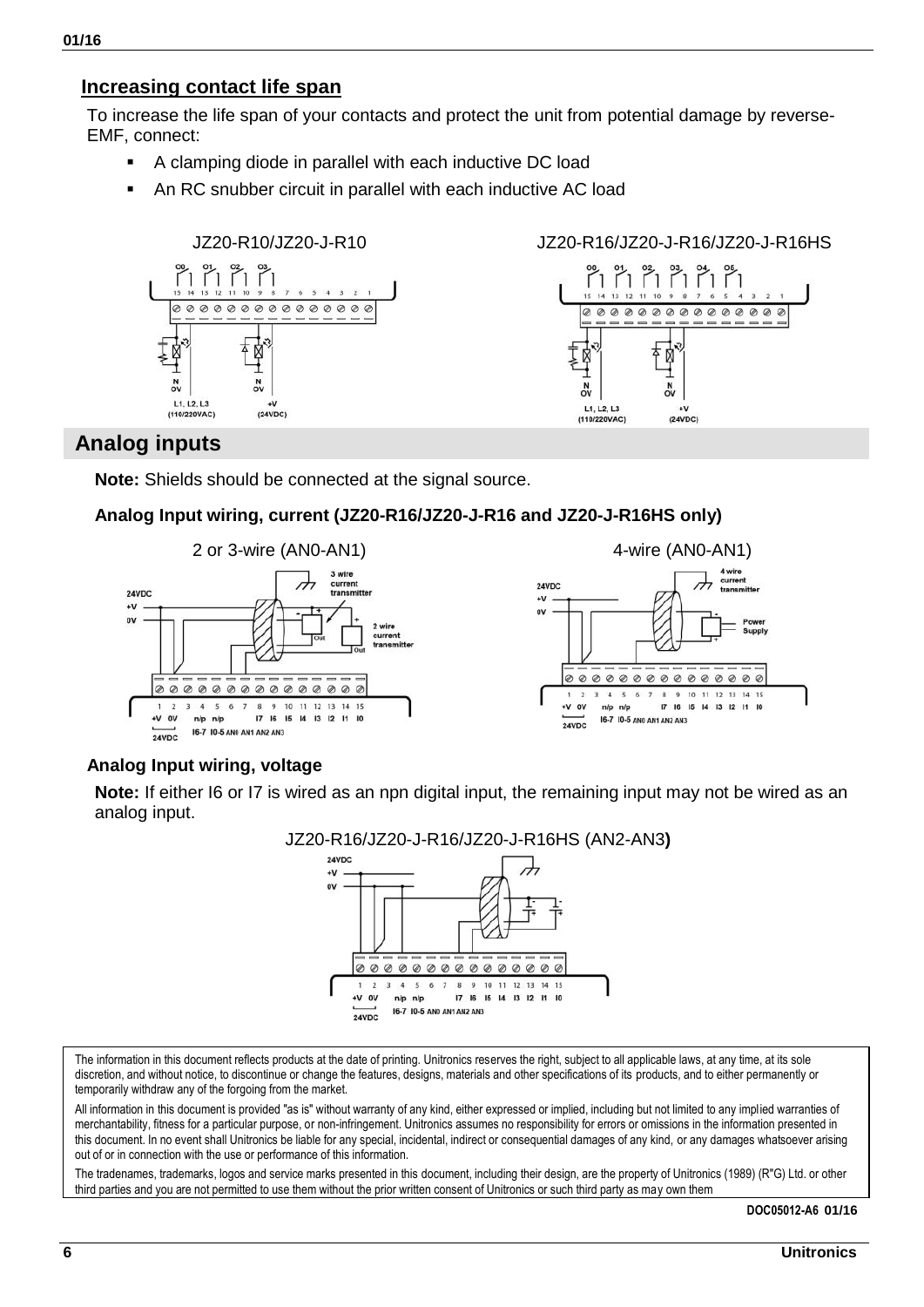## Increasing contact life span

To increase the life span of your contacts and protect the unit from potential damage by reverse-EMF, connect:

- A clamping diode in parallel with each inductive DC load
- An RC snubber circuit in parallel with each inductive AC load

JZ20-R10/JZ20-J-R10

C0 O1 C2 O3

15 14 13 12 11 10 9 8 7 6 5 4 3 2 1

N
0V

L1, L2, L3
(110/220VAC)

N
0V

+V
(24VDC)

JZ20-R16/JZ20-J-R16/JZ20-J-R16HS

O0 O1 O2 O3 O4 O5

15 14 13 12 11 10 9 8 7 6 5 4 3 2 1

N
0V

L1, L2, L3
(110/220VAC)

N
0V

+V
(24VDC)

# Analog inputs

**Note:** Shields should be connected at the signal source.

### Analog Input wiring, current (JZ20-R16/JZ20-J-R16 and JZ20-J-R16HS only)

2 or 3-wire (AN0-AN1)

24VDC
+V
0V

3 wire
current
transmitter

2 wire
current
transmitter

Out

Out

1 2 3 4 5 6 7 8 9 10 11 12 13 14 15
+V 0V n/p n/p I7 I6 I5 I4 I3 I2 I1 I0
24VDC I6-7 I0-5 AN0 AN1 AN2 AN3

4-wire (AN0-AN1)

24VDC
+V
0V

4 wire
current
transmitter

Power
Supply

1 2 3 4 5 6 7 8 9 10 11 12 13 14 15
+V 0V n/p n/p I7 I6 I5 I4 I3 I2 I1 I0
24VDC I6-7 I0-5 AN0 AN1 AN2 AN3

### Analog Input wiring, voltage

**Note:** If either I6 or I7 is wired as an npn digital input, the remaining input may not be wired as an analog input.

JZ20-R16/JZ20-J-R16/JZ20-J-R16HS (AN2-AN3**)**

24VDC
+V
0V

1 2 3 4 5 6 7 8 9 10 11 12 13 14 15
+V 0V n/p n/p I7 I6 I5 I4 I3 I2 I1 I0
24VDC I6-7 I0-5 AN0 AN1 AN2 AN3

The information in this document reflects products at the date of printing. Unitronics reserves the right, subject to all applicable laws, at any time, at its sole discretion, and without notice, to discontinue or change the features, designs, materials and other specifications of its products, and to either permanently or temporarily withdraw any of the forgoing from the market.

All information in this document is provided "as is" without warranty of any kind, either expressed or implied, including but not limited to any implied warranties of merchantability, fitness for a particular purpose, or non-infringement. Unitronics assumes no responsibility for errors or omissions in the information presented in this document. In no event shall Unitronics be liable for any special, incidental, indirect or consequential damages of any kind, or any damages whatsoever arising out of or in connection with the use or performance of this information.

The tradenames, trademarks, logos and service marks presented in this document, including their design, are the property of Unitronics (1989) (R"G) Ltd. or other third parties and you are not permitted to use them without the prior written consent of Unitronics or such third party as may own them

DOC05012-A6 01/16